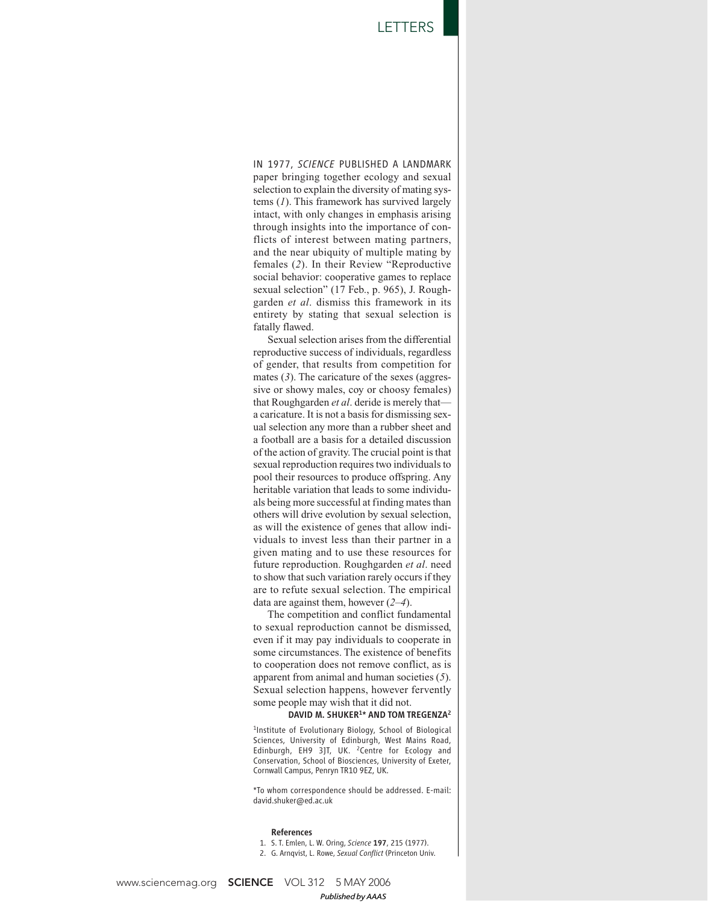IN 1977, *SCIENCE* PUBLISHED A LANDMARK paper bringing together ecology and sexual selection to explain the diversity of mating systems (*1*). This framework has survived largely intact, with only changes in emphasis arising through insights into the importance of conflicts of interest between mating partners, and the near ubiquity of multiple mating by females (*2*). In their Review "Reproductive social behavior: cooperative games to replace sexual selection" (17 Feb., p. 965), J. Roughgarden *et al*. dismiss this framework in its entirety by stating that sexual selection is fatally flawed.

Sexual selection arises from the differential reproductive success of individuals, regardless of gender, that results from competition for mates (*3*). The caricature of the sexes (aggressive or showy males, coy or choosy females) that Roughgarden *et al*. deride is merely that—a caricature. It is not a basis for dismissing sexual selection any more than a rubber sheet and a football are a basis for a detailed discussion of the action of gravity. The crucial point is that sexual reproduction requires two individuals to pool their resources to produce offspring. Any heritable variation that leads to some individuals being more successful at finding mates than others will drive evolution by sexual selection, as will the existence of genes that allow individuals to invest less than their partner in a given mating and to use these resources for future reproduction. Roughgarden *et al*. need to show that such variation rarely occurs if they are to refute sexual selection. The empirical data are against them, however (*2–4*).

The competition and conflict fundamental to sexual reproduction cannot be dismissed, even if it may pay individuals to cooperate in some circumstances. The existence of benefits to cooperation does not remove conflict, as is apparent from animal and human societies (*5*). Sexual selection happens, however fervently some people may wish that it did not.

**DAVID M. SHUKER[1]\* AND TOM TREGENZA[2]**

[1]Institute of Evolutionary Biology, School of Biological Sciences, University of Edinburgh, West Mains Road, Edinburgh, EH9 3JT, UK. [2]Centre for Ecology and Conservation, School of Biosciences, University of Exeter, Cornwall Campus, Penryn TR10 9EZ, UK.

\*To whom correspondence should be addressed. E-mail: david.shuker@ed.ac.uk

**References**

1. S. T. Emlen, L. W. Oring, *Science* **197**, 215 (1977).
2. G. Arnqvist, L. Rowe, *Sexual Conflict* (Princeton Univ.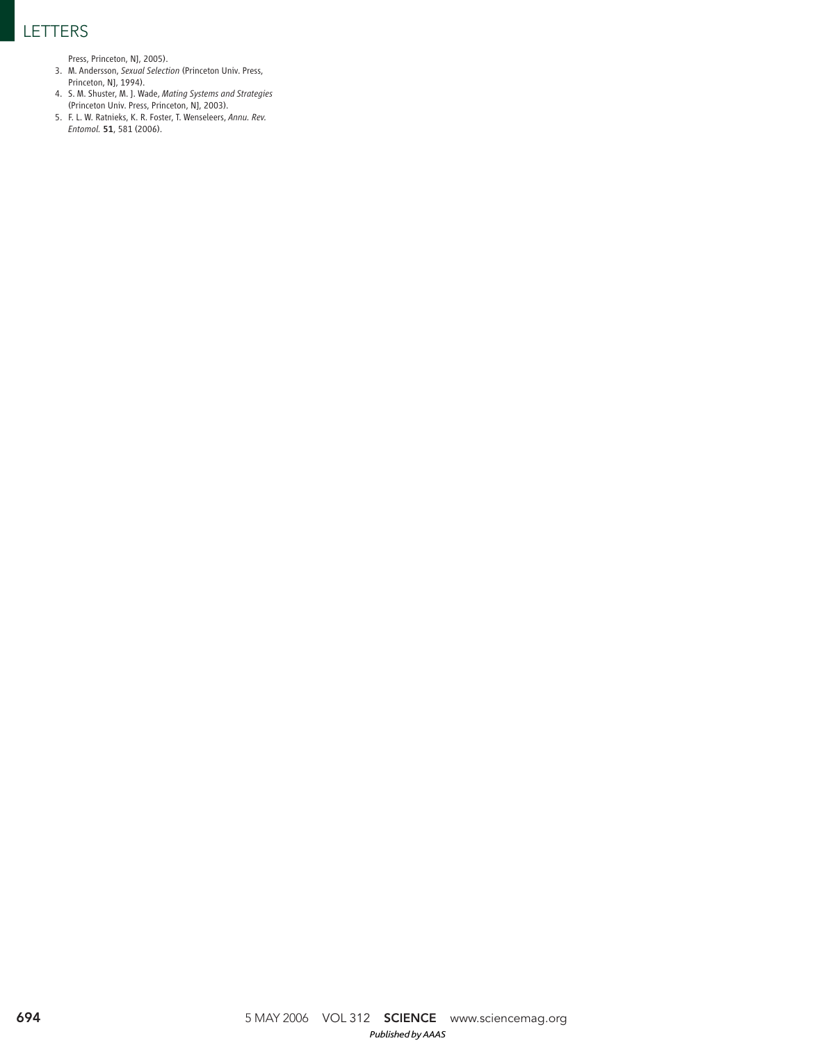Press, Princeton, NJ, 2005).

3. M. Andersson, *Sexual Selection* (Princeton Univ. Press, Princeton, NJ, 1994).
4. S. M. Shuster, M. J. Wade, *Mating Systems and Strategies* (Princeton Univ. Press, Princeton, NJ, 2003).
5. F. L. W. Ratnieks, K. R. Foster, T. Wenseleers, *Annu. Rev. Entomol.* **51**, 581 (2006).